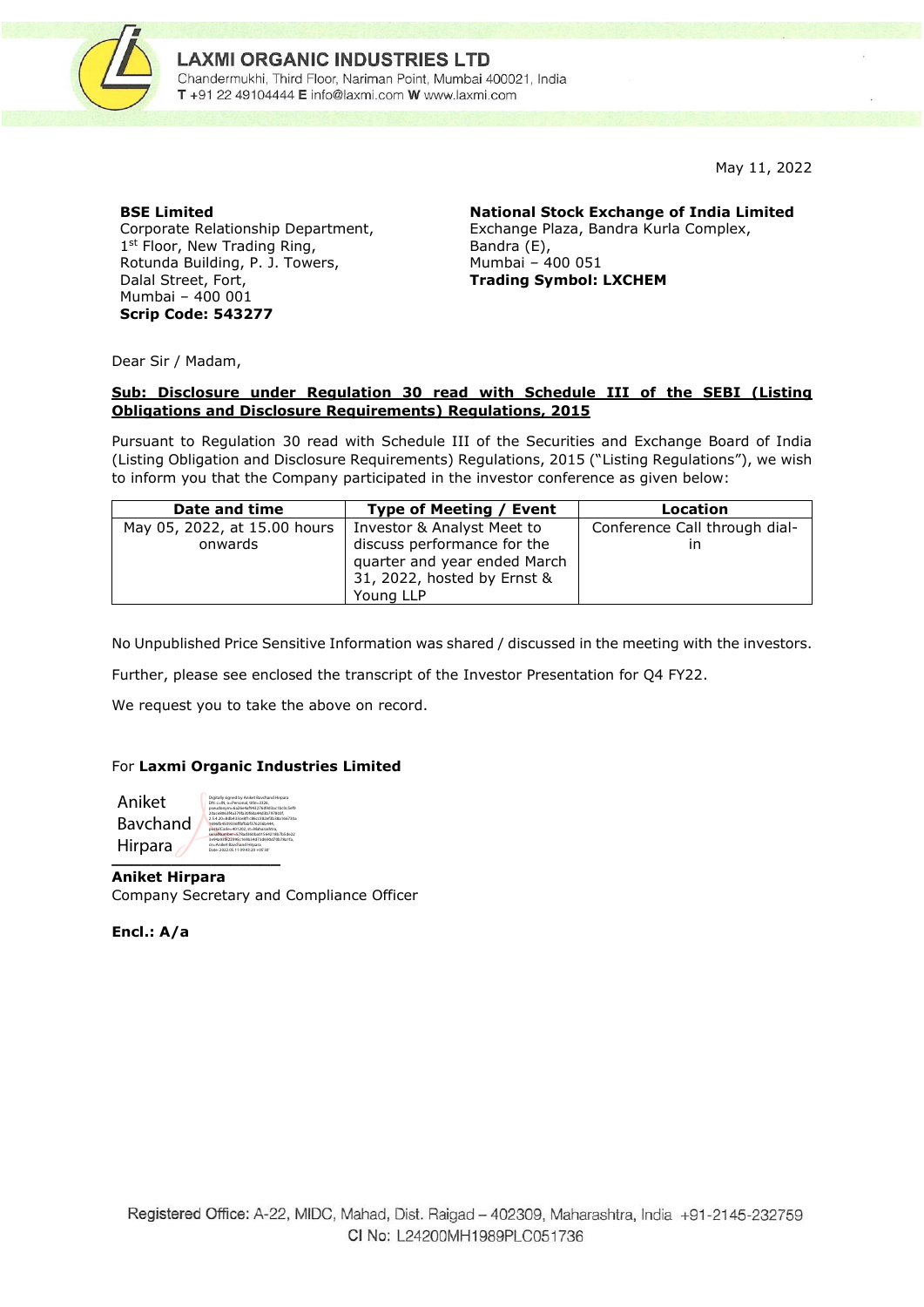# LAXMI ORGANIC INDUSTRIES LTD

Chandermukhi, Third Floor, Nariman Point, Mumbai 400021, India
**T** +91 22 49104444 **E** info@laxmi.com **W** www.laxmi.com

May 11, 2022

**BSE Limited**
Corporate Relationship Department,
1st Floor, New Trading Ring,
Rotunda Building, P. J. Towers,
Dalal Street, Fort,
Mumbai – 400 001
**Scrip Code: 543277**

**National Stock Exchange of India Limited**
Exchange Plaza, Bandra Kurla Complex,
Bandra (E),
Mumbai – 400 051
**Trading Symbol: LXCHEM**

Dear Sir / Madam,

**Sub: Disclosure under Regulation 30 read with Schedule III of the SEBI (Listing Obligations and Disclosure Requirements) Regulations, 2015**

Pursuant to Regulation 30 read with Schedule III of the Securities and Exchange Board of India (Listing Obligation and Disclosure Requirements) Regulations, 2015 ("Listing Regulations"), we wish to inform you that the Company participated in the investor conference as given below:

| Date and time | Type of Meeting / Event | Location |
|---|---|---|
| May 05, 2022, at 15.00 hours onwards | Investor & Analyst Meet to discuss performance for the quarter and year ended March 31, 2022, hosted by Ernst & Young LLP | Conference Call through dial-in |

No Unpublished Price Sensitive Information was shared / discussed in the meeting with the investors.

Further, please see enclosed the transcript of the Investor Presentation for Q4 FY22.

We request you to take the above on record.

For **Laxmi Organic Industries Limited**

Aniket Bavchand Hirpara

**Aniket Hirpara**
Company Secretary and Compliance Officer

**Encl.: A/a**

Registered Office: A-22, MIDC, Mahad, Dist. Raigad – 402309, Maharashtra, India +91-2145-232759
CI No: L24200MH1989PLC051736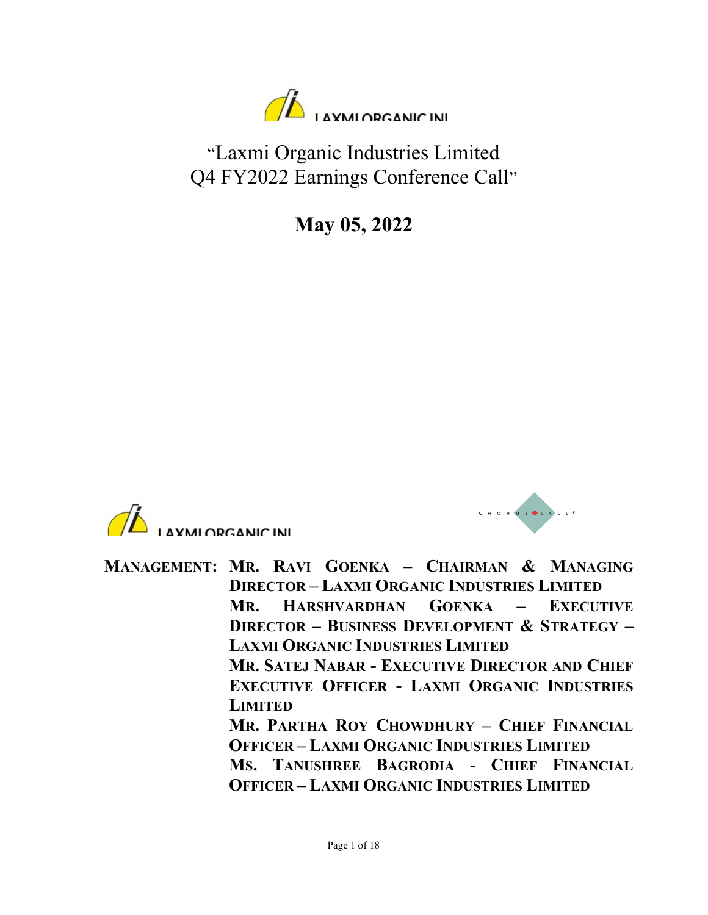# "Laxmi Organic Industries Limited Q4 FY2022 Earnings Conference Call"

## May 05, 2022

**MANAGEMENT:** **MR. RAVI GOENKA – CHAIRMAN & MANAGING DIRECTOR – LAXMI ORGANIC INDUSTRIES LIMITED**
**MR. HARSHVARDHAN GOENKA – EXECUTIVE DIRECTOR – BUSINESS DEVELOPMENT & STRATEGY – LAXMI ORGANIC INDUSTRIES LIMITED**
**MR. SATEJ NABAR - EXECUTIVE DIRECTOR AND CHIEF EXECUTIVE OFFICER - LAXMI ORGANIC INDUSTRIES LIMITED**
**MR. PARTHA ROY CHOWDHURY – CHIEF FINANCIAL OFFICER – LAXMI ORGANIC INDUSTRIES LIMITED**
**MS. TANUSHREE BAGRODIA - CHIEF FINANCIAL OFFICER – LAXMI ORGANIC INDUSTRIES LIMITED**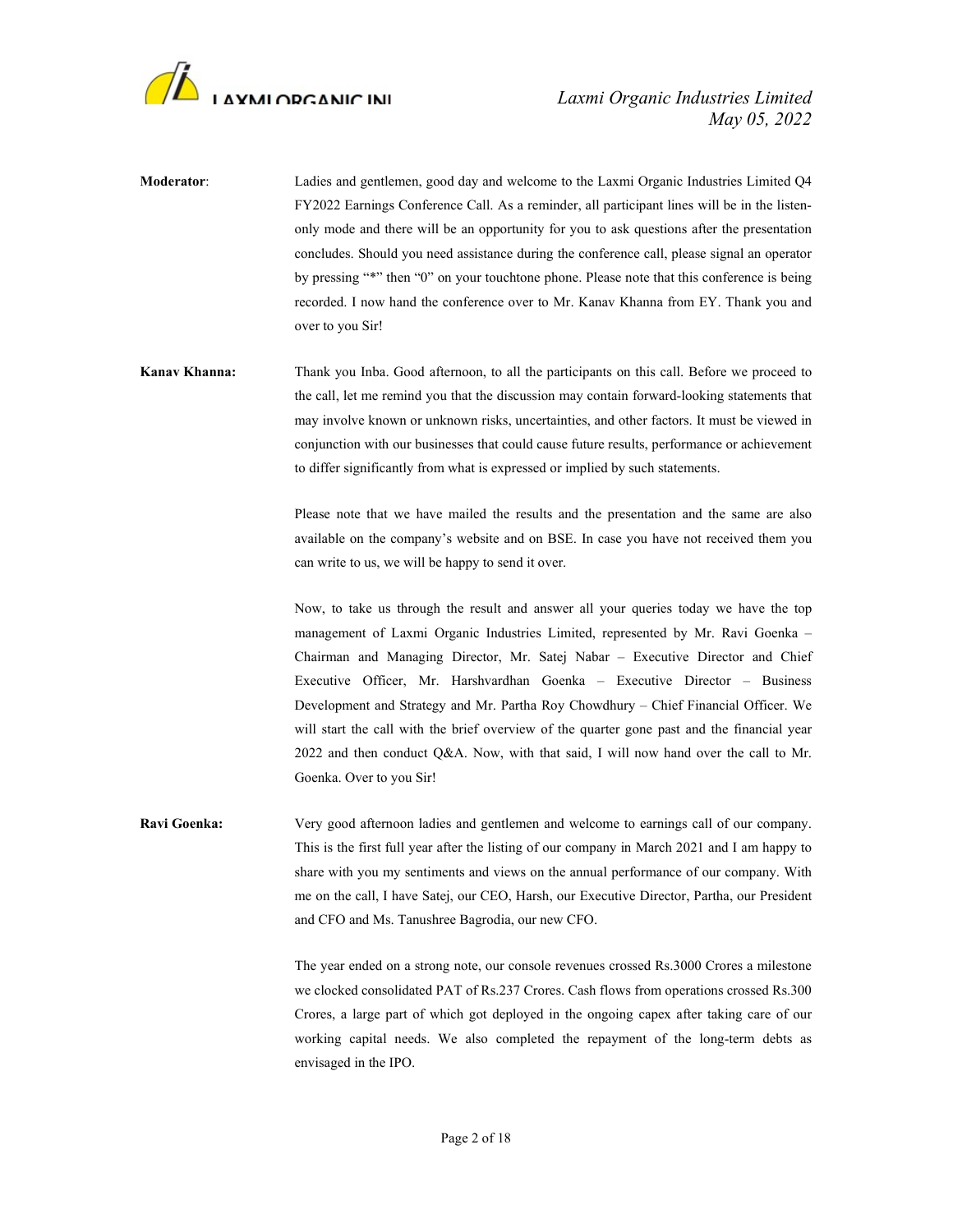**Moderator**: Ladies and gentlemen, good day and welcome to the Laxmi Organic Industries Limited Q4 FY2022 Earnings Conference Call. As a reminder, all participant lines will be in the listen-only mode and there will be an opportunity for you to ask questions after the presentation concludes. Should you need assistance during the conference call, please signal an operator by pressing "*" then "0" on your touchtone phone. Please note that this conference is being recorded. I now hand the conference over to Mr. Kanav Khanna from EY. Thank you and over to you Sir!

**Kanav Khanna:** Thank you Inba. Good afternoon, to all the participants on this call. Before we proceed to the call, let me remind you that the discussion may contain forward-looking statements that may involve known or unknown risks, uncertainties, and other factors. It must be viewed in conjunction with our businesses that could cause future results, performance or achievement to differ significantly from what is expressed or implied by such statements.

Please note that we have mailed the results and the presentation and the same are also available on the company's website and on BSE. In case you have not received them you can write to us, we will be happy to send it over.

Now, to take us through the result and answer all your queries today we have the top management of Laxmi Organic Industries Limited, represented by Mr. Ravi Goenka – Chairman and Managing Director, Mr. Satej Nabar – Executive Director and Chief Executive Officer, Mr. Harshvardhan Goenka – Executive Director – Business Development and Strategy and Mr. Partha Roy Chowdhury – Chief Financial Officer. We will start the call with the brief overview of the quarter gone past and the financial year 2022 and then conduct Q&A. Now, with that said, I will now hand over the call to Mr. Goenka. Over to you Sir!

**Ravi Goenka:** Very good afternoon ladies and gentlemen and welcome to earnings call of our company. This is the first full year after the listing of our company in March 2021 and I am happy to share with you my sentiments and views on the annual performance of our company. With me on the call, I have Satej, our CEO, Harsh, our Executive Director, Partha, our President and CFO and Ms. Tanushree Bagrodia, our new CFO.

The year ended on a strong note, our console revenues crossed Rs.3000 Crores a milestone we clocked consolidated PAT of Rs.237 Crores. Cash flows from operations crossed Rs.300 Crores, a large part of which got deployed in the ongoing capex after taking care of our working capital needs. We also completed the repayment of the long-term debts as envisaged in the IPO.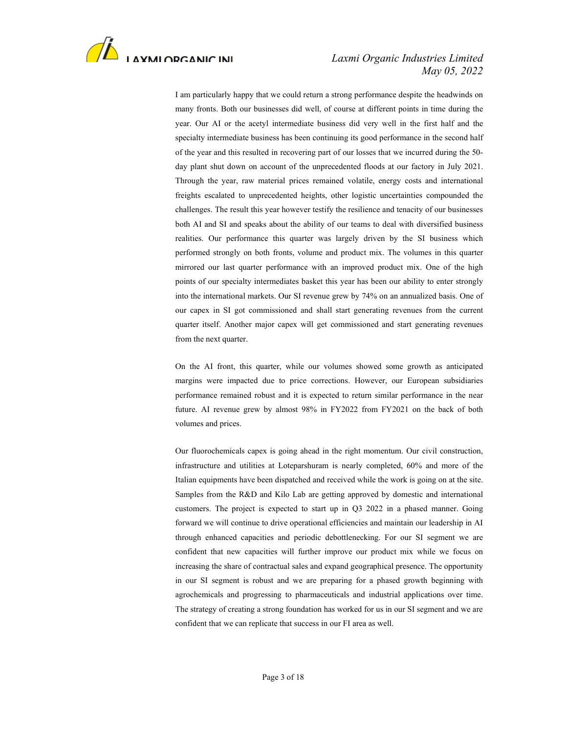I am particularly happy that we could return a strong performance despite the headwinds on many fronts. Both our businesses did well, of course at different points in time during the year. Our AI or the acetyl intermediate business did very well in the first half and the specialty intermediate business has been continuing its good performance in the second half of the year and this resulted in recovering part of our losses that we incurred during the 50-day plant shut down on account of the unprecedented floods at our factory in July 2021. Through the year, raw material prices remained volatile, energy costs and international freights escalated to unprecedented heights, other logistic uncertainties compounded the challenges. The result this year however testify the resilience and tenacity of our businesses both AI and SI and speaks about the ability of our teams to deal with diversified business realities. Our performance this quarter was largely driven by the SI business which performed strongly on both fronts, volume and product mix. The volumes in this quarter mirrored our last quarter performance with an improved product mix. One of the high points of our specialty intermediates basket this year has been our ability to enter strongly into the international markets. Our SI revenue grew by 74% on an annualized basis. One of our capex in SI got commissioned and shall start generating revenues from the current quarter itself. Another major capex will get commissioned and start generating revenues from the next quarter.

On the AI front, this quarter, while our volumes showed some growth as anticipated margins were impacted due to price corrections. However, our European subsidiaries performance remained robust and it is expected to return similar performance in the near future. AI revenue grew by almost 98% in FY2022 from FY2021 on the back of both volumes and prices.

Our fluorochemicals capex is going ahead in the right momentum. Our civil construction, infrastructure and utilities at Loteparshuram is nearly completed, 60% and more of the Italian equipments have been dispatched and received while the work is going on at the site. Samples from the R&D and Kilo Lab are getting approved by domestic and international customers. The project is expected to start up in Q3 2022 in a phased manner. Going forward we will continue to drive operational efficiencies and maintain our leadership in AI through enhanced capacities and periodic debottlenecking. For our SI segment we are confident that new capacities will further improve our product mix while we focus on increasing the share of contractual sales and expand geographical presence. The opportunity in our SI segment is robust and we are preparing for a phased growth beginning with agrochemicals and progressing to pharmaceuticals and industrial applications over time. The strategy of creating a strong foundation has worked for us in our SI segment and we are confident that we can replicate that success in our FI area as well.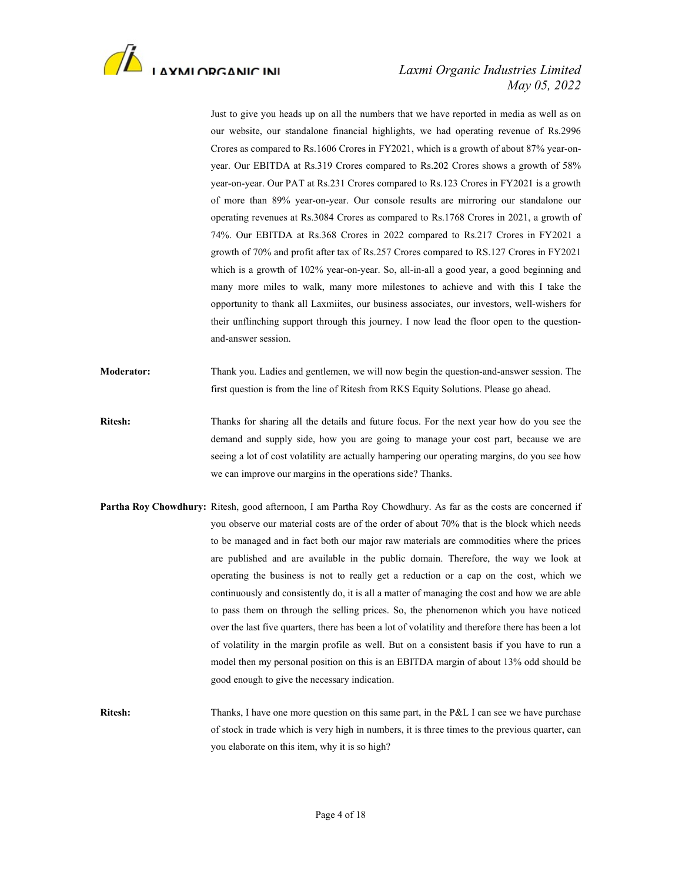Just to give you heads up on all the numbers that we have reported in media as well as on our website, our standalone financial highlights, we had operating revenue of Rs.2996 Crores as compared to Rs.1606 Crores in FY2021, which is a growth of about 87% year-on-year. Our EBITDA at Rs.319 Crores compared to Rs.202 Crores shows a growth of 58% year-on-year. Our PAT at Rs.231 Crores compared to Rs.123 Crores in FY2021 is a growth of more than 89% year-on-year. Our console results are mirroring our standalone our operating revenues at Rs.3084 Crores as compared to Rs.1768 Crores in 2021, a growth of 74%. Our EBITDA at Rs.368 Crores in 2022 compared to Rs.217 Crores in FY2021 a growth of 70% and profit after tax of Rs.257 Crores compared to RS.127 Crores in FY2021 which is a growth of 102% year-on-year. So, all-in-all a good year, a good beginning and many more miles to walk, many more milestones to achieve and with this I take the opportunity to thank all Laxmiites, our business associates, our investors, well-wishers for their unflinching support through this journey. I now lead the floor open to the question-and-answer session.

**Moderator:** Thank you. Ladies and gentlemen, we will now begin the question-and-answer session. The first question is from the line of Ritesh from RKS Equity Solutions. Please go ahead.

**Ritesh:** Thanks for sharing all the details and future focus. For the next year how do you see the demand and supply side, how you are going to manage your cost part, because we are seeing a lot of cost volatility are actually hampering our operating margins, do you see how we can improve our margins in the operations side? Thanks.

**Partha Roy Chowdhury:** Ritesh, good afternoon, I am Partha Roy Chowdhury. As far as the costs are concerned if you observe our material costs are of the order of about 70% that is the block which needs to be managed and in fact both our major raw materials are commodities where the prices are published and are available in the public domain. Therefore, the way we look at operating the business is not to really get a reduction or a cap on the cost, which we continuously and consistently do, it is all a matter of managing the cost and how we are able to pass them on through the selling prices. So, the phenomenon which you have noticed over the last five quarters, there has been a lot of volatility and therefore there has been a lot of volatility in the margin profile as well. But on a consistent basis if you have to run a model then my personal position on this is an EBITDA margin of about 13% odd should be good enough to give the necessary indication.

**Ritesh:** Thanks, I have one more question on this same part, in the P&L I can see we have purchase of stock in trade which is very high in numbers, it is three times to the previous quarter, can you elaborate on this item, why it is so high?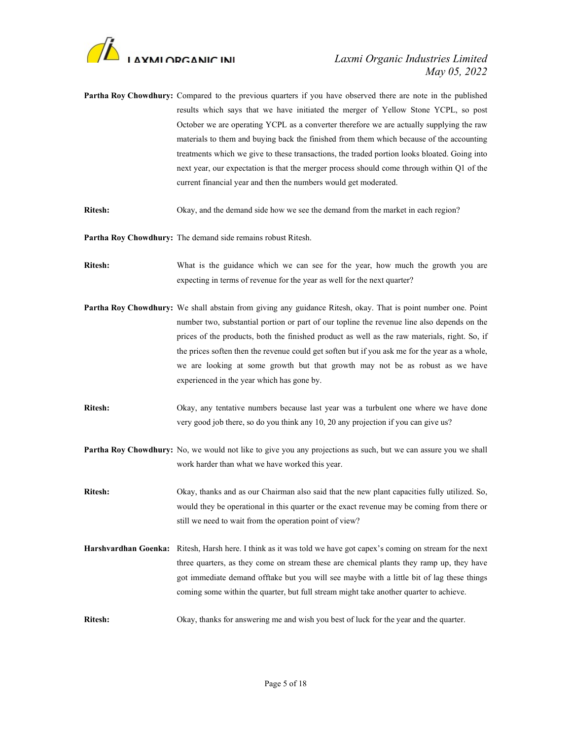**Partha Roy Chowdhury:** Compared to the previous quarters if you have observed there are note in the published results which says that we have initiated the merger of Yellow Stone YCPL, so post October we are operating YCPL as a converter therefore we are actually supplying the raw materials to them and buying back the finished from them which because of the accounting treatments which we give to these transactions, the traded portion looks bloated. Going into next year, our expectation is that the merger process should come through within Q1 of the current financial year and then the numbers would get moderated.

**Ritesh:** Okay, and the demand side how we see the demand from the market in each region?

**Partha Roy Chowdhury:** The demand side remains robust Ritesh.

**Ritesh:** What is the guidance which we can see for the year, how much the growth you are expecting in terms of revenue for the year as well for the next quarter?

**Partha Roy Chowdhury:** We shall abstain from giving any guidance Ritesh, okay. That is point number one. Point number two, substantial portion or part of our topline the revenue line also depends on the prices of the products, both the finished product as well as the raw materials, right. So, if the prices soften then the revenue could get soften but if you ask me for the year as a whole, we are looking at some growth but that growth may not be as robust as we have experienced in the year which has gone by.

**Ritesh:** Okay, any tentative numbers because last year was a turbulent one where we have done very good job there, so do you think any 10, 20 any projection if you can give us?

**Partha Roy Chowdhury:** No, we would not like to give you any projections as such, but we can assure you we shall work harder than what we have worked this year.

**Ritesh:** Okay, thanks and as our Chairman also said that the new plant capacities fully utilized. So, would they be operational in this quarter or the exact revenue may be coming from there or still we need to wait from the operation point of view?

**Harshvardhan Goenka:** Ritesh, Harsh here. I think as it was told we have got capex's coming on stream for the next three quarters, as they come on stream these are chemical plants they ramp up, they have got immediate demand offtake but you will see maybe with a little bit of lag these things coming some within the quarter, but full stream might take another quarter to achieve.

**Ritesh:** Okay, thanks for answering me and wish you best of luck for the year and the quarter.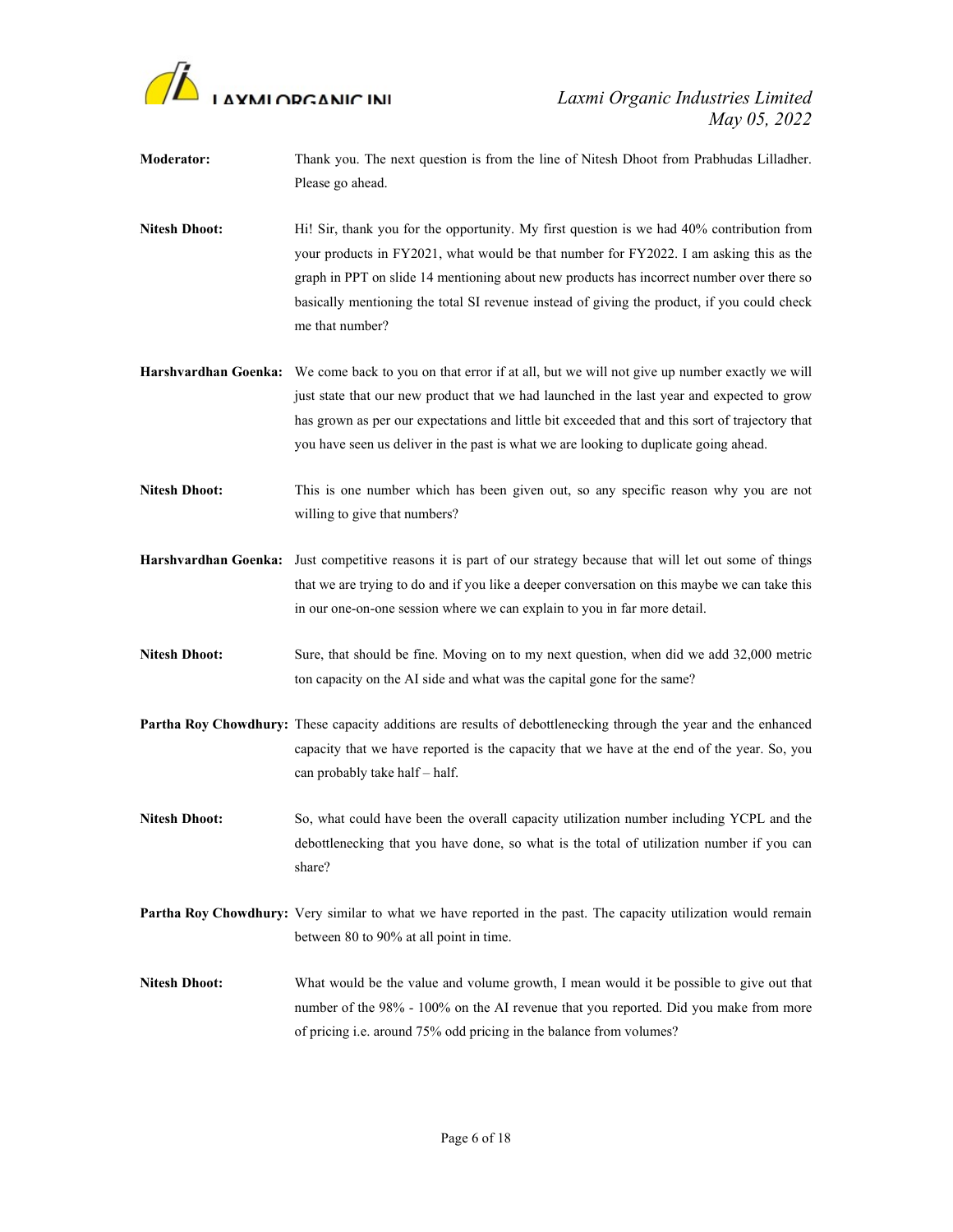**Moderator:** Thank you. The next question is from the line of Nitesh Dhoot from Prabhudas Lilladher. Please go ahead.

**Nitesh Dhoot:** Hi! Sir, thank you for the opportunity. My first question is we had 40% contribution from your products in FY2021, what would be that number for FY2022. I am asking this as the graph in PPT on slide 14 mentioning about new products has incorrect number over there so basically mentioning the total SI revenue instead of giving the product, if you could check me that number?

**Harshvardhan Goenka:** We come back to you on that error if at all, but we will not give up number exactly we will just state that our new product that we had launched in the last year and expected to grow has grown as per our expectations and little bit exceeded that and this sort of trajectory that you have seen us deliver in the past is what we are looking to duplicate going ahead.

**Nitesh Dhoot:** This is one number which has been given out, so any specific reason why you are not willing to give that numbers?

**Harshvardhan Goenka:** Just competitive reasons it is part of our strategy because that will let out some of things that we are trying to do and if you like a deeper conversation on this maybe we can take this in our one-on-one session where we can explain to you in far more detail.

**Nitesh Dhoot:** Sure, that should be fine. Moving on to my next question, when did we add 32,000 metric ton capacity on the AI side and what was the capital gone for the same?

**Partha Roy Chowdhury:** These capacity additions are results of debottlenecking through the year and the enhanced capacity that we have reported is the capacity that we have at the end of the year. So, you can probably take half – half.

**Nitesh Dhoot:** So, what could have been the overall capacity utilization number including YCPL and the debottlenecking that you have done, so what is the total of utilization number if you can share?

**Partha Roy Chowdhury:** Very similar to what we have reported in the past. The capacity utilization would remain between 80 to 90% at all point in time.

**Nitesh Dhoot:** What would be the value and volume growth, I mean would it be possible to give out that number of the 98% - 100% on the AI revenue that you reported. Did you make from more of pricing i.e. around 75% odd pricing in the balance from volumes?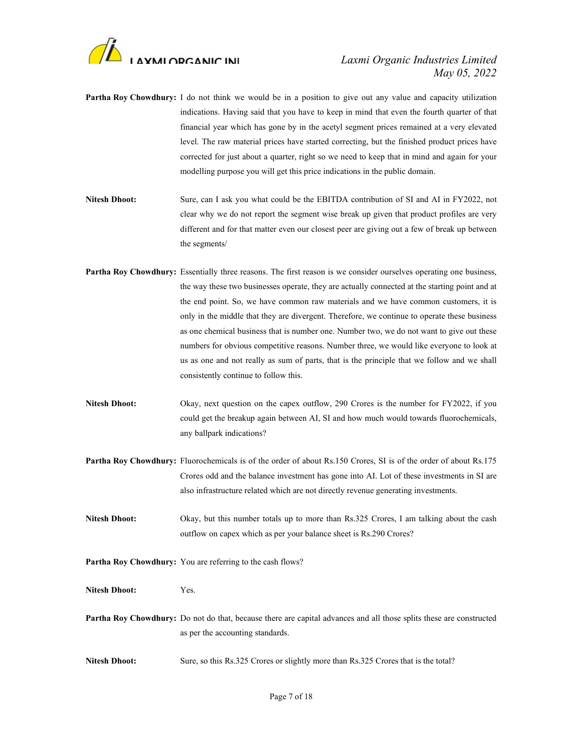**Partha Roy Chowdhury:** I do not think we would be in a position to give out any value and capacity utilization indications. Having said that you have to keep in mind that even the fourth quarter of that financial year which has gone by in the acetyl segment prices remained at a very elevated level. The raw material prices have started correcting, but the finished product prices have corrected for just about a quarter, right so we need to keep that in mind and again for your modelling purpose you will get this price indications in the public domain.

**Nitesh Dhoot:** Sure, can I ask you what could be the EBITDA contribution of SI and AI in FY2022, not clear why we do not report the segment wise break up given that product profiles are very different and for that matter even our closest peer are giving out a few of break up between the segments/

**Partha Roy Chowdhury:** Essentially three reasons. The first reason is we consider ourselves operating one business, the way these two businesses operate, they are actually connected at the starting point and at the end point. So, we have common raw materials and we have common customers, it is only in the middle that they are divergent. Therefore, we continue to operate these business as one chemical business that is number one. Number two, we do not want to give out these numbers for obvious competitive reasons. Number three, we would like everyone to look at us as one and not really as sum of parts, that is the principle that we follow and we shall consistently continue to follow this.

**Nitesh Dhoot:** Okay, next question on the capex outflow, 290 Crores is the number for FY2022, if you could get the breakup again between AI, SI and how much would towards fluorochemicals, any ballpark indications?

**Partha Roy Chowdhury:** Fluorochemicals is of the order of about Rs.150 Crores, SI is of the order of about Rs.175 Crores odd and the balance investment has gone into AI. Lot of these investments in SI are also infrastructure related which are not directly revenue generating investments.

**Nitesh Dhoot:** Okay, but this number totals up to more than Rs.325 Crores, I am talking about the cash outflow on capex which as per your balance sheet is Rs.290 Crores?

**Partha Roy Chowdhury:** You are referring to the cash flows?

**Nitesh Dhoot:** Yes.

**Partha Roy Chowdhury:** Do not do that, because there are capital advances and all those splits these are constructed as per the accounting standards.

**Nitesh Dhoot:** Sure, so this Rs.325 Crores or slightly more than Rs.325 Crores that is the total?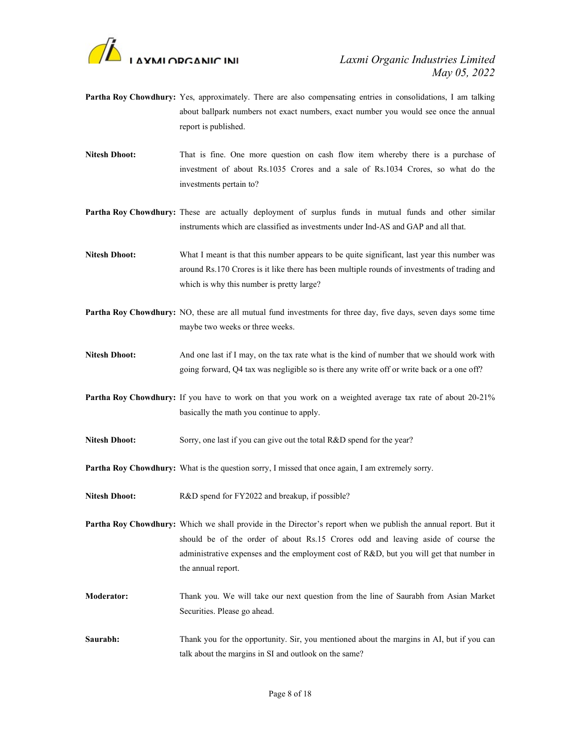**Partha Roy Chowdhury:** Yes, approximately. There are also compensating entries in consolidations, I am talking about ballpark numbers not exact numbers, exact number you would see once the annual report is published.

**Nitesh Dhoot:** That is fine. One more question on cash flow item whereby there is a purchase of investment of about Rs.1035 Crores and a sale of Rs.1034 Crores, so what do the investments pertain to?

**Partha Roy Chowdhury:** These are actually deployment of surplus funds in mutual funds and other similar instruments which are classified as investments under Ind-AS and GAP and all that.

**Nitesh Dhoot:** What I meant is that this number appears to be quite significant, last year this number was around Rs.170 Crores is it like there has been multiple rounds of investments of trading and which is why this number is pretty large?

**Partha Roy Chowdhury:** NO, these are all mutual fund investments for three day, five days, seven days some time maybe two weeks or three weeks.

**Nitesh Dhoot:** And one last if I may, on the tax rate what is the kind of number that we should work with going forward, Q4 tax was negligible so is there any write off or write back or a one off?

**Partha Roy Chowdhury:** If you have to work on that you work on a weighted average tax rate of about 20-21% basically the math you continue to apply.

**Nitesh Dhoot:** Sorry, one last if you can give out the total R&D spend for the year?

**Partha Roy Chowdhury:** What is the question sorry, I missed that once again, I am extremely sorry.

**Nitesh Dhoot:** R&D spend for FY2022 and breakup, if possible?

**Partha Roy Chowdhury:** Which we shall provide in the Director's report when we publish the annual report. But it should be of the order of about Rs.15 Crores odd and leaving aside of course the administrative expenses and the employment cost of R&D, but you will get that number in the annual report.

**Moderator:** Thank you. We will take our next question from the line of Saurabh from Asian Market Securities. Please go ahead.

**Saurabh:** Thank you for the opportunity. Sir, you mentioned about the margins in AI, but if you can talk about the margins in SI and outlook on the same?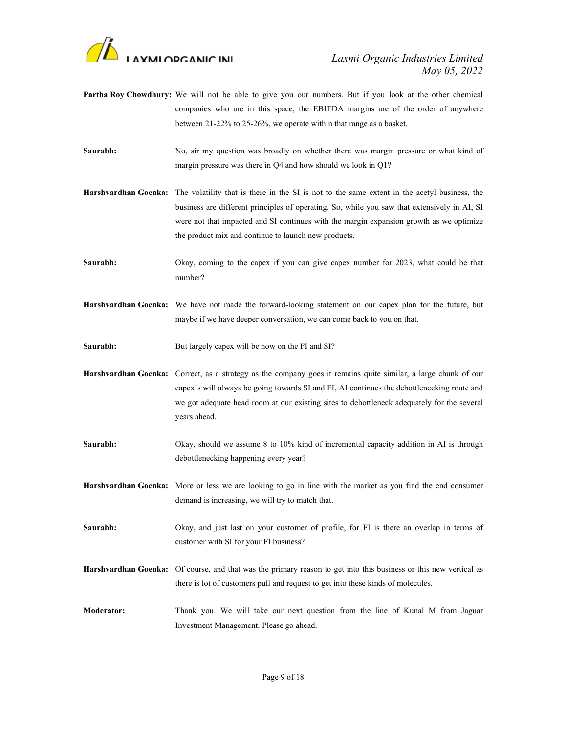**Partha Roy Chowdhury:** We will not be able to give you our numbers. But if you look at the other chemical companies who are in this space, the EBITDA margins are of the order of anywhere between 21-22% to 25-26%, we operate within that range as a basket.

**Saurabh:** No, sir my question was broadly on whether there was margin pressure or what kind of margin pressure was there in Q4 and how should we look in Q1?

**Harshvardhan Goenka:** The volatility that is there in the SI is not to the same extent in the acetyl business, the business are different principles of operating. So, while you saw that extensively in AI, SI were not that impacted and SI continues with the margin expansion growth as we optimize the product mix and continue to launch new products.

**Saurabh:** Okay, coming to the capex if you can give capex number for 2023, what could be that number?

**Harshvardhan Goenka:** We have not made the forward-looking statement on our capex plan for the future, but maybe if we have deeper conversation, we can come back to you on that.

**Saurabh:** But largely capex will be now on the FI and SI?

**Harshvardhan Goenka:** Correct, as a strategy as the company goes it remains quite similar, a large chunk of our capex's will always be going towards SI and FI, AI continues the debottlenecking route and we got adequate head room at our existing sites to debottleneck adequately for the several years ahead.

**Saurabh:** Okay, should we assume 8 to 10% kind of incremental capacity addition in AI is through debottlenecking happening every year?

**Harshvardhan Goenka:** More or less we are looking to go in line with the market as you find the end consumer demand is increasing, we will try to match that.

**Saurabh:** Okay, and just last on your customer of profile, for FI is there an overlap in terms of customer with SI for your FI business?

**Harshvardhan Goenka:** Of course, and that was the primary reason to get into this business or this new vertical as there is lot of customers pull and request to get into these kinds of molecules.

**Moderator:** Thank you. We will take our next question from the line of Kunal M from Jaguar Investment Management. Please go ahead.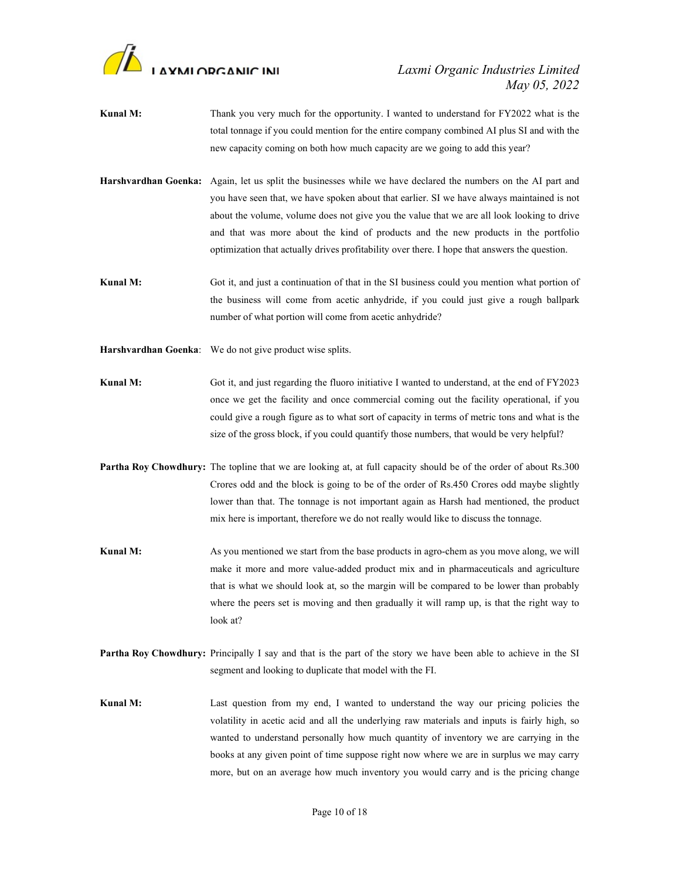**Kunal M:** Thank you very much for the opportunity. I wanted to understand for FY2022 what is the total tonnage if you could mention for the entire company combined AI plus SI and with the new capacity coming on both how much capacity are we going to add this year?

**Harshvardhan Goenka:** Again, let us split the businesses while we have declared the numbers on the AI part and you have seen that, we have spoken about that earlier. SI we have always maintained is not about the volume, volume does not give you the value that we are all look looking to drive and that was more about the kind of products and the new products in the portfolio optimization that actually drives profitability over there. I hope that answers the question.

**Kunal M:** Got it, and just a continuation of that in the SI business could you mention what portion of the business will come from acetic anhydride, if you could just give a rough ballpark number of what portion will come from acetic anhydride?

**Harshvardhan Goenka**: We do not give product wise splits.

**Kunal M:** Got it, and just regarding the fluoro initiative I wanted to understand, at the end of FY2023 once we get the facility and once commercial coming out the facility operational, if you could give a rough figure as to what sort of capacity in terms of metric tons and what is the size of the gross block, if you could quantify those numbers, that would be very helpful?

**Partha Roy Chowdhury:** The topline that we are looking at, at full capacity should be of the order of about Rs.300 Crores odd and the block is going to be of the order of Rs.450 Crores odd maybe slightly lower than that. The tonnage is not important again as Harsh had mentioned, the product mix here is important, therefore we do not really would like to discuss the tonnage.

**Kunal M:** As you mentioned we start from the base products in agro-chem as you move along, we will make it more and more value-added product mix and in pharmaceuticals and agriculture that is what we should look at, so the margin will be compared to be lower than probably where the peers set is moving and then gradually it will ramp up, is that the right way to look at?

**Partha Roy Chowdhury:** Principally I say and that is the part of the story we have been able to achieve in the SI segment and looking to duplicate that model with the FI.

**Kunal M:** Last question from my end, I wanted to understand the way our pricing policies the volatility in acetic acid and all the underlying raw materials and inputs is fairly high, so wanted to understand personally how much quantity of inventory we are carrying in the books at any given point of time suppose right now where we are in surplus we may carry more, but on an average how much inventory you would carry and is the pricing change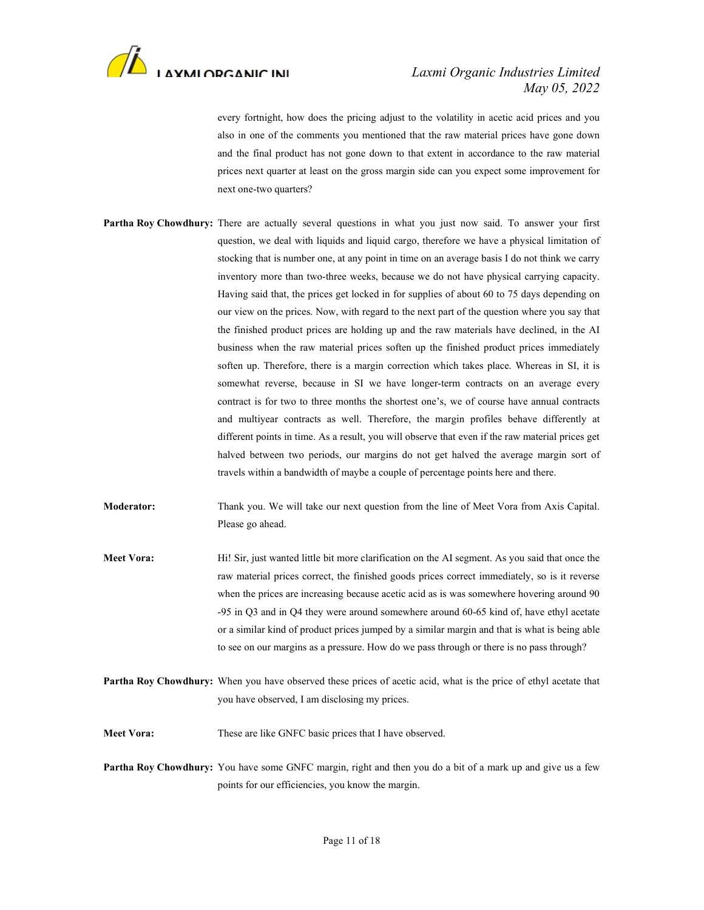every fortnight, how does the pricing adjust to the volatility in acetic acid prices and you also in one of the comments you mentioned that the raw material prices have gone down and the final product has not gone down to that extent in accordance to the raw material prices next quarter at least on the gross margin side can you expect some improvement for next one-two quarters?

**Partha Roy Chowdhury:** There are actually several questions in what you just now said. To answer your first question, we deal with liquids and liquid cargo, therefore we have a physical limitation of stocking that is number one, at any point in time on an average basis I do not think we carry inventory more than two-three weeks, because we do not have physical carrying capacity. Having said that, the prices get locked in for supplies of about 60 to 75 days depending on our view on the prices. Now, with regard to the next part of the question where you say that the finished product prices are holding up and the raw materials have declined, in the AI business when the raw material prices soften up the finished product prices immediately soften up. Therefore, there is a margin correction which takes place. Whereas in SI, it is somewhat reverse, because in SI we have longer-term contracts on an average every contract is for two to three months the shortest one's, we of course have annual contracts and multiyear contracts as well. Therefore, the margin profiles behave differently at different points in time. As a result, you will observe that even if the raw material prices get halved between two periods, our margins do not get halved the average margin sort of travels within a bandwidth of maybe a couple of percentage points here and there.

**Moderator:** Thank you. We will take our next question from the line of Meet Vora from Axis Capital. Please go ahead.

**Meet Vora:** Hi! Sir, just wanted little bit more clarification on the AI segment. As you said that once the raw material prices correct, the finished goods prices correct immediately, so is it reverse when the prices are increasing because acetic acid as is was somewhere hovering around 90 -95 in Q3 and in Q4 they were around somewhere around 60-65 kind of, have ethyl acetate or a similar kind of product prices jumped by a similar margin and that is what is being able to see on our margins as a pressure. How do we pass through or there is no pass through?

**Partha Roy Chowdhury:** When you have observed these prices of acetic acid, what is the price of ethyl acetate that you have observed, I am disclosing my prices.

**Meet Vora:** These are like GNFC basic prices that I have observed.

**Partha Roy Chowdhury:** You have some GNFC margin, right and then you do a bit of a mark up and give us a few points for our efficiencies, you know the margin.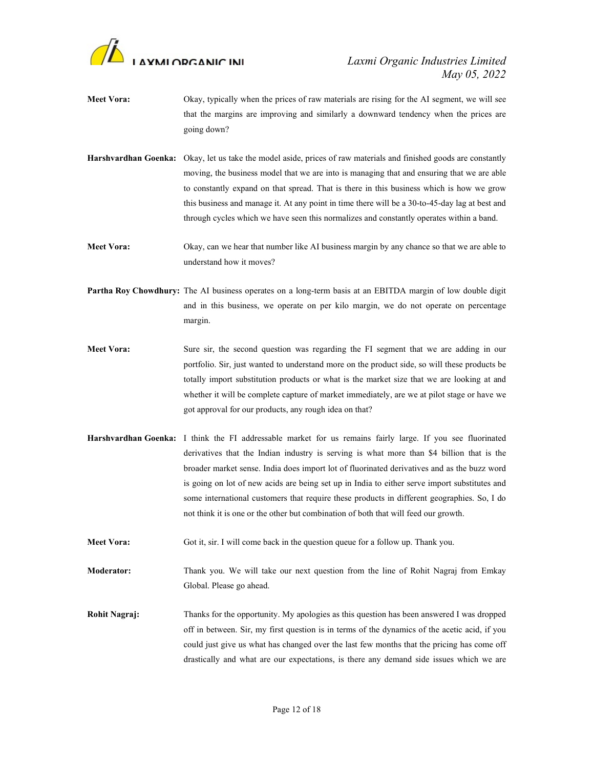**Meet Vora:** Okay, typically when the prices of raw materials are rising for the AI segment, we will see that the margins are improving and similarly a downward tendency when the prices are going down?

**Harshvardhan Goenka:** Okay, let us take the model aside, prices of raw materials and finished goods are constantly moving, the business model that we are into is managing that and ensuring that we are able to constantly expand on that spread. That is there in this business which is how we grow this business and manage it. At any point in time there will be a 30-to-45-day lag at best and through cycles which we have seen this normalizes and constantly operates within a band.

**Meet Vora:** Okay, can we hear that number like AI business margin by any chance so that we are able to understand how it moves?

**Partha Roy Chowdhury:** The AI business operates on a long-term basis at an EBITDA margin of low double digit and in this business, we operate on per kilo margin, we do not operate on percentage margin.

**Meet Vora:** Sure sir, the second question was regarding the FI segment that we are adding in our portfolio. Sir, just wanted to understand more on the product side, so will these products be totally import substitution products or what is the market size that we are looking at and whether it will be complete capture of market immediately, are we at pilot stage or have we got approval for our products, any rough idea on that?

**Harshvardhan Goenka:** I think the FI addressable market for us remains fairly large. If you see fluorinated derivatives that the Indian industry is serving is what more than $4 billion that is the broader market sense. India does import lot of fluorinated derivatives and as the buzz word is going on lot of new acids are being set up in India to either serve import substitutes and some international customers that require these products in different geographies. So, I do not think it is one or the other but combination of both that will feed our growth.

**Meet Vora:** Got it, sir. I will come back in the question queue for a follow up. Thank you.

**Moderator:** Thank you. We will take our next question from the line of Rohit Nagraj from Emkay Global. Please go ahead.

**Rohit Nagraj:** Thanks for the opportunity. My apologies as this question has been answered I was dropped off in between. Sir, my first question is in terms of the dynamics of the acetic acid, if you could just give us what has changed over the last few months that the pricing has come off drastically and what are our expectations, is there any demand side issues which we are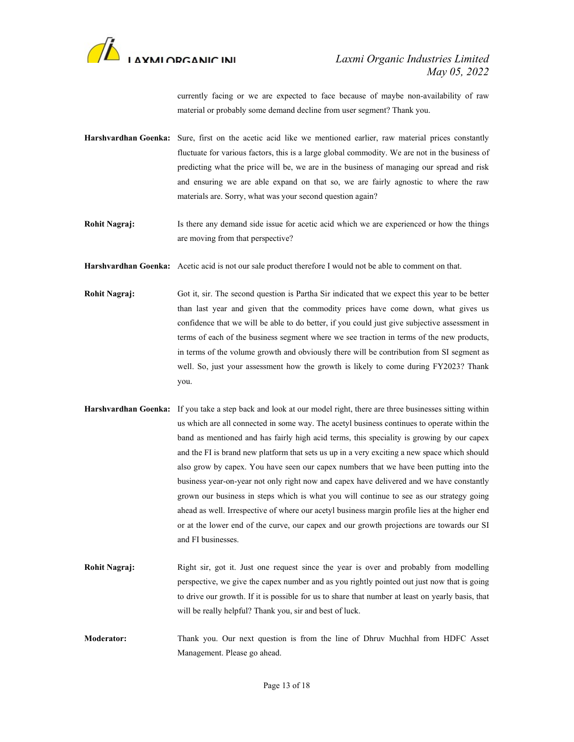currently facing or we are expected to face because of maybe non-availability of raw material or probably some demand decline from user segment? Thank you.

**Harshvardhan Goenka:** Sure, first on the acetic acid like we mentioned earlier, raw material prices constantly fluctuate for various factors, this is a large global commodity. We are not in the business of predicting what the price will be, we are in the business of managing our spread and risk and ensuring we are able expand on that so, we are fairly agnostic to where the raw materials are. Sorry, what was your second question again?

**Rohit Nagraj:** Is there any demand side issue for acetic acid which we are experienced or how the things are moving from that perspective?

**Harshvardhan Goenka:** Acetic acid is not our sale product therefore I would not be able to comment on that.

**Rohit Nagraj:** Got it, sir. The second question is Partha Sir indicated that we expect this year to be better than last year and given that the commodity prices have come down, what gives us confidence that we will be able to do better, if you could just give subjective assessment in terms of each of the business segment where we see traction in terms of the new products, in terms of the volume growth and obviously there will be contribution from SI segment as well. So, just your assessment how the growth is likely to come during FY2023? Thank you.

**Harshvardhan Goenka:** If you take a step back and look at our model right, there are three businesses sitting within us which are all connected in some way. The acetyl business continues to operate within the band as mentioned and has fairly high acid terms, this speciality is growing by our capex and the FI is brand new platform that sets us up in a very exciting a new space which should also grow by capex. You have seen our capex numbers that we have been putting into the business year-on-year not only right now and capex have delivered and we have constantly grown our business in steps which is what you will continue to see as our strategy going ahead as well. Irrespective of where our acetyl business margin profile lies at the higher end or at the lower end of the curve, our capex and our growth projections are towards our SI and FI businesses.

**Rohit Nagraj:** Right sir, got it. Just one request since the year is over and probably from modelling perspective, we give the capex number and as you rightly pointed out just now that is going to drive our growth. If it is possible for us to share that number at least on yearly basis, that will be really helpful? Thank you, sir and best of luck.

**Moderator:** Thank you. Our next question is from the line of Dhruv Muchhal from HDFC Asset Management. Please go ahead.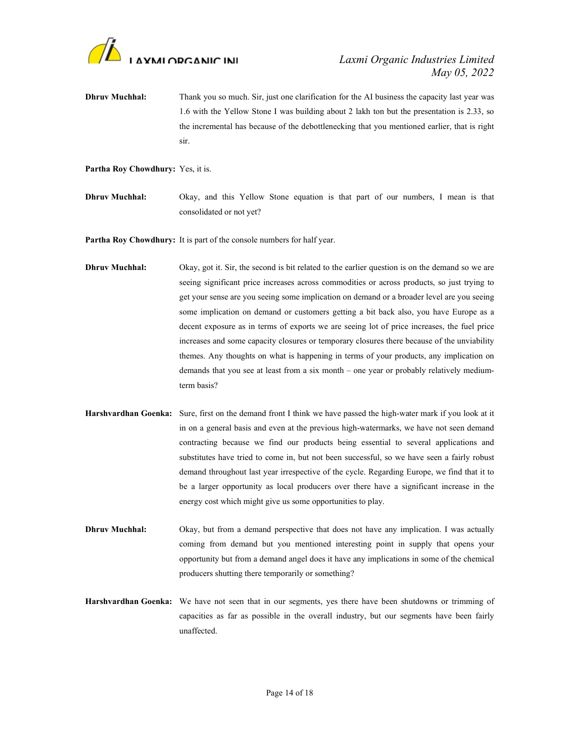**Dhruv Muchhal:** Thank you so much. Sir, just one clarification for the AI business the capacity last year was 1.6 with the Yellow Stone I was building about 2 lakh ton but the presentation is 2.33, so the incremental has because of the debottlenecking that you mentioned earlier, that is right sir.

**Partha Roy Chowdhury:** Yes, it is.

**Dhruv Muchhal:** Okay, and this Yellow Stone equation is that part of our numbers, I mean is that consolidated or not yet?

**Partha Roy Chowdhury:** It is part of the console numbers for half year.

**Dhruv Muchhal:** Okay, got it. Sir, the second is bit related to the earlier question is on the demand so we are seeing significant price increases across commodities or across products, so just trying to get your sense are you seeing some implication on demand or a broader level are you seeing some implication on demand or customers getting a bit back also, you have Europe as a decent exposure as in terms of exports we are seeing lot of price increases, the fuel price increases and some capacity closures or temporary closures there because of the unviability themes. Any thoughts on what is happening in terms of your products, any implication on demands that you see at least from a six month – one year or probably relatively medium-term basis?

**Harshvardhan Goenka:** Sure, first on the demand front I think we have passed the high-water mark if you look at it in on a general basis and even at the previous high-watermarks, we have not seen demand contracting because we find our products being essential to several applications and substitutes have tried to come in, but not been successful, so we have seen a fairly robust demand throughout last year irrespective of the cycle. Regarding Europe, we find that it to be a larger opportunity as local producers over there have a significant increase in the energy cost which might give us some opportunities to play.

**Dhruv Muchhal:** Okay, but from a demand perspective that does not have any implication. I was actually coming from demand but you mentioned interesting point in supply that opens your opportunity but from a demand angel does it have any implications in some of the chemical producers shutting there temporarily or something?

**Harshvardhan Goenka:** We have not seen that in our segments, yes there have been shutdowns or trimming of capacities as far as possible in the overall industry, but our segments have been fairly unaffected.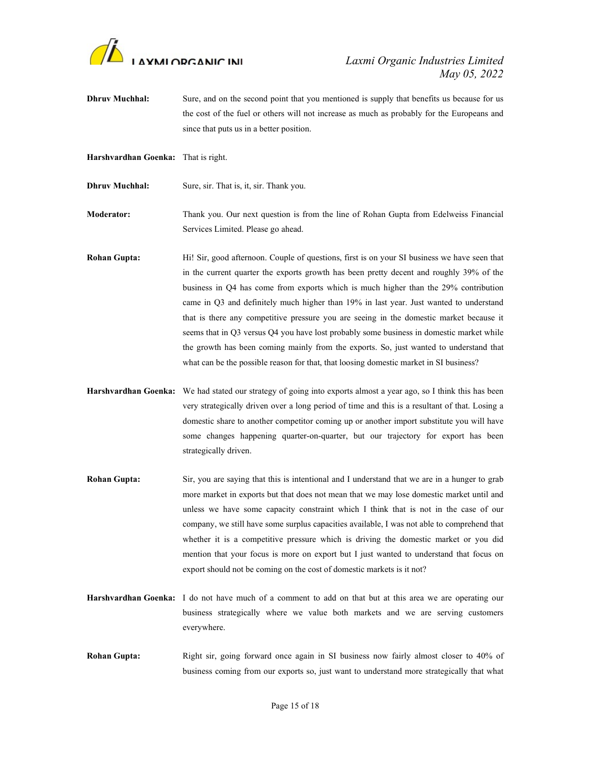**Dhruv Muchhal:** Sure, and on the second point that you mentioned is supply that benefits us because for us the cost of the fuel or others will not increase as much as probably for the Europeans and since that puts us in a better position.

**Harshvardhan Goenka:** That is right.

**Dhruv Muchhal:** Sure, sir. That is, it, sir. Thank you.

**Moderator:** Thank you. Our next question is from the line of Rohan Gupta from Edelweiss Financial Services Limited. Please go ahead.

**Rohan Gupta:** Hi! Sir, good afternoon. Couple of questions, first is on your SI business we have seen that in the current quarter the exports growth has been pretty decent and roughly 39% of the business in Q4 has come from exports which is much higher than the 29% contribution came in Q3 and definitely much higher than 19% in last year. Just wanted to understand that is there any competitive pressure you are seeing in the domestic market because it seems that in Q3 versus Q4 you have lost probably some business in domestic market while the growth has been coming mainly from the exports. So, just wanted to understand that what can be the possible reason for that, that loosing domestic market in SI business?

**Harshvardhan Goenka:** We had stated our strategy of going into exports almost a year ago, so I think this has been very strategically driven over a long period of time and this is a resultant of that. Losing a domestic share to another competitor coming up or another import substitute you will have some changes happening quarter-on-quarter, but our trajectory for export has been strategically driven.

**Rohan Gupta:** Sir, you are saying that this is intentional and I understand that we are in a hunger to grab more market in exports but that does not mean that we may lose domestic market until and unless we have some capacity constraint which I think that is not in the case of our company, we still have some surplus capacities available, I was not able to comprehend that whether it is a competitive pressure which is driving the domestic market or you did mention that your focus is more on export but I just wanted to understand that focus on export should not be coming on the cost of domestic markets is it not?

**Harshvardhan Goenka:** I do not have much of a comment to add on that but at this area we are operating our business strategically where we value both markets and we are serving customers everywhere.

**Rohan Gupta:** Right sir, going forward once again in SI business now fairly almost closer to 40% of business coming from our exports so, just want to understand more strategically that what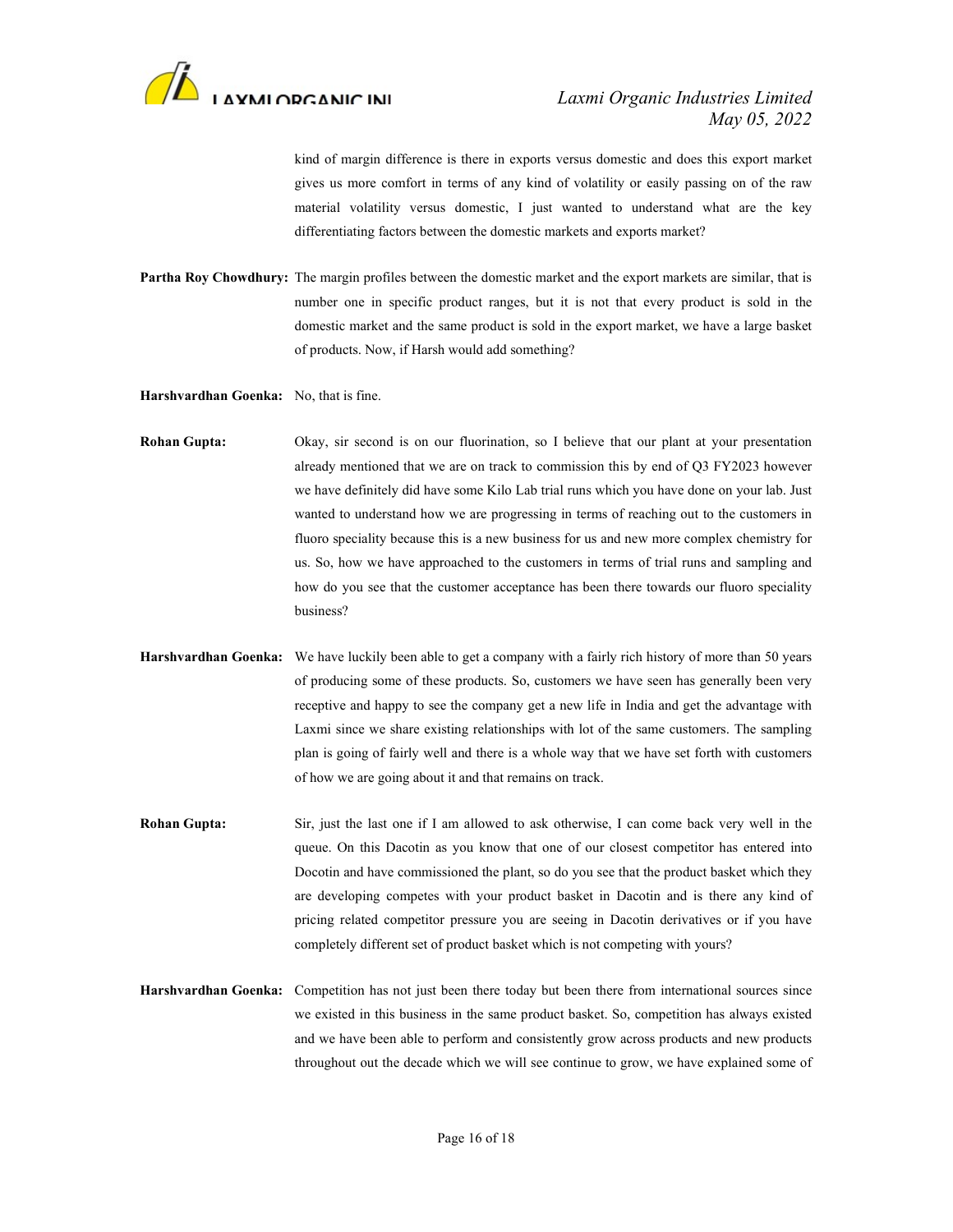kind of margin difference is there in exports versus domestic and does this export market gives us more comfort in terms of any kind of volatility or easily passing on of the raw material volatility versus domestic, I just wanted to understand what are the key differentiating factors between the domestic markets and exports market?

**Partha Roy Chowdhury:** The margin profiles between the domestic market and the export markets are similar, that is number one in specific product ranges, but it is not that every product is sold in the domestic market and the same product is sold in the export market, we have a large basket of products. Now, if Harsh would add something?

**Harshvardhan Goenka:** No, that is fine.

**Rohan Gupta:** Okay, sir second is on our fluorination, so I believe that our plant at your presentation already mentioned that we are on track to commission this by end of Q3 FY2023 however we have definitely did have some Kilo Lab trial runs which you have done on your lab. Just wanted to understand how we are progressing in terms of reaching out to the customers in fluoro speciality because this is a new business for us and new more complex chemistry for us. So, how we have approached to the customers in terms of trial runs and sampling and how do you see that the customer acceptance has been there towards our fluoro speciality business?

**Harshvardhan Goenka:** We have luckily been able to get a company with a fairly rich history of more than 50 years of producing some of these products. So, customers we have seen has generally been very receptive and happy to see the company get a new life in India and get the advantage with Laxmi since we share existing relationships with lot of the same customers. The sampling plan is going of fairly well and there is a whole way that we have set forth with customers of how we are going about it and that remains on track.

**Rohan Gupta:** Sir, just the last one if I am allowed to ask otherwise, I can come back very well in the queue. On this Dacotin as you know that one of our closest competitor has entered into Docotin and have commissioned the plant, so do you see that the product basket which they are developing competes with your product basket in Dacotin and is there any kind of pricing related competitor pressure you are seeing in Dacotin derivatives or if you have completely different set of product basket which is not competing with yours?

**Harshvardhan Goenka:** Competition has not just been there today but been there from international sources since we existed in this business in the same product basket. So, competition has always existed and we have been able to perform and consistently grow across products and new products throughout out the decade which we will see continue to grow, we have explained some of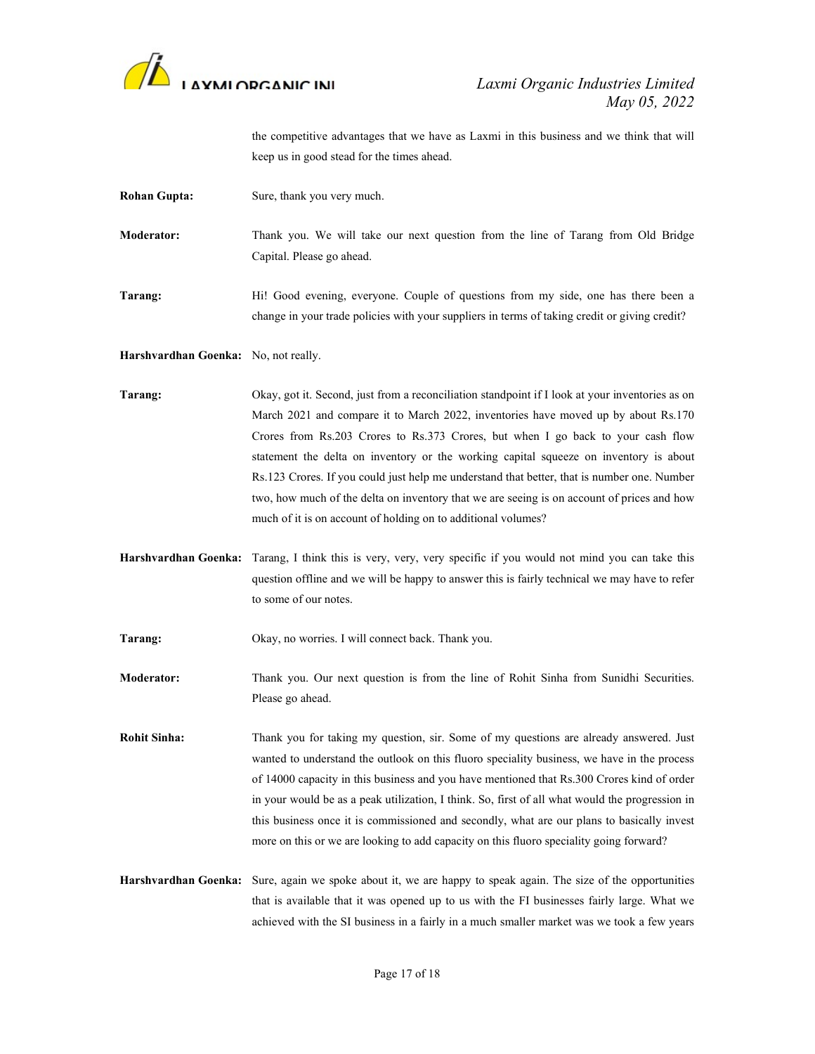the competitive advantages that we have as Laxmi in this business and we think that will keep us in good stead for the times ahead.

**Rohan Gupta:** Sure, thank you very much.

**Moderator:** Thank you. We will take our next question from the line of Tarang from Old Bridge Capital. Please go ahead.

**Tarang:** Hi! Good evening, everyone. Couple of questions from my side, one has there been a change in your trade policies with your suppliers in terms of taking credit or giving credit?

**Harshvardhan Goenka:** No, not really.

**Tarang:** Okay, got it. Second, just from a reconciliation standpoint if I look at your inventories as on March 2021 and compare it to March 2022, inventories have moved up by about Rs.170 Crores from Rs.203 Crores to Rs.373 Crores, but when I go back to your cash flow statement the delta on inventory or the working capital squeeze on inventory is about Rs.123 Crores. If you could just help me understand that better, that is number one. Number two, how much of the delta on inventory that we are seeing is on account of prices and how much of it is on account of holding on to additional volumes?

**Harshvardhan Goenka:** Tarang, I think this is very, very, very specific if you would not mind you can take this question offline and we will be happy to answer this is fairly technical we may have to refer to some of our notes.

**Tarang:** Okay, no worries. I will connect back. Thank you.

**Moderator:** Thank you. Our next question is from the line of Rohit Sinha from Sunidhi Securities. Please go ahead.

**Rohit Sinha:** Thank you for taking my question, sir. Some of my questions are already answered. Just wanted to understand the outlook on this fluoro speciality business, we have in the process of 14000 capacity in this business and you have mentioned that Rs.300 Crores kind of order in your would be as a peak utilization, I think. So, first of all what would the progression in this business once it is commissioned and secondly, what are our plans to basically invest more on this or we are looking to add capacity on this fluoro speciality going forward?

**Harshvardhan Goenka:** Sure, again we spoke about it, we are happy to speak again. The size of the opportunities that is available that it was opened up to us with the FI businesses fairly large. What we achieved with the SI business in a fairly in a much smaller market was we took a few years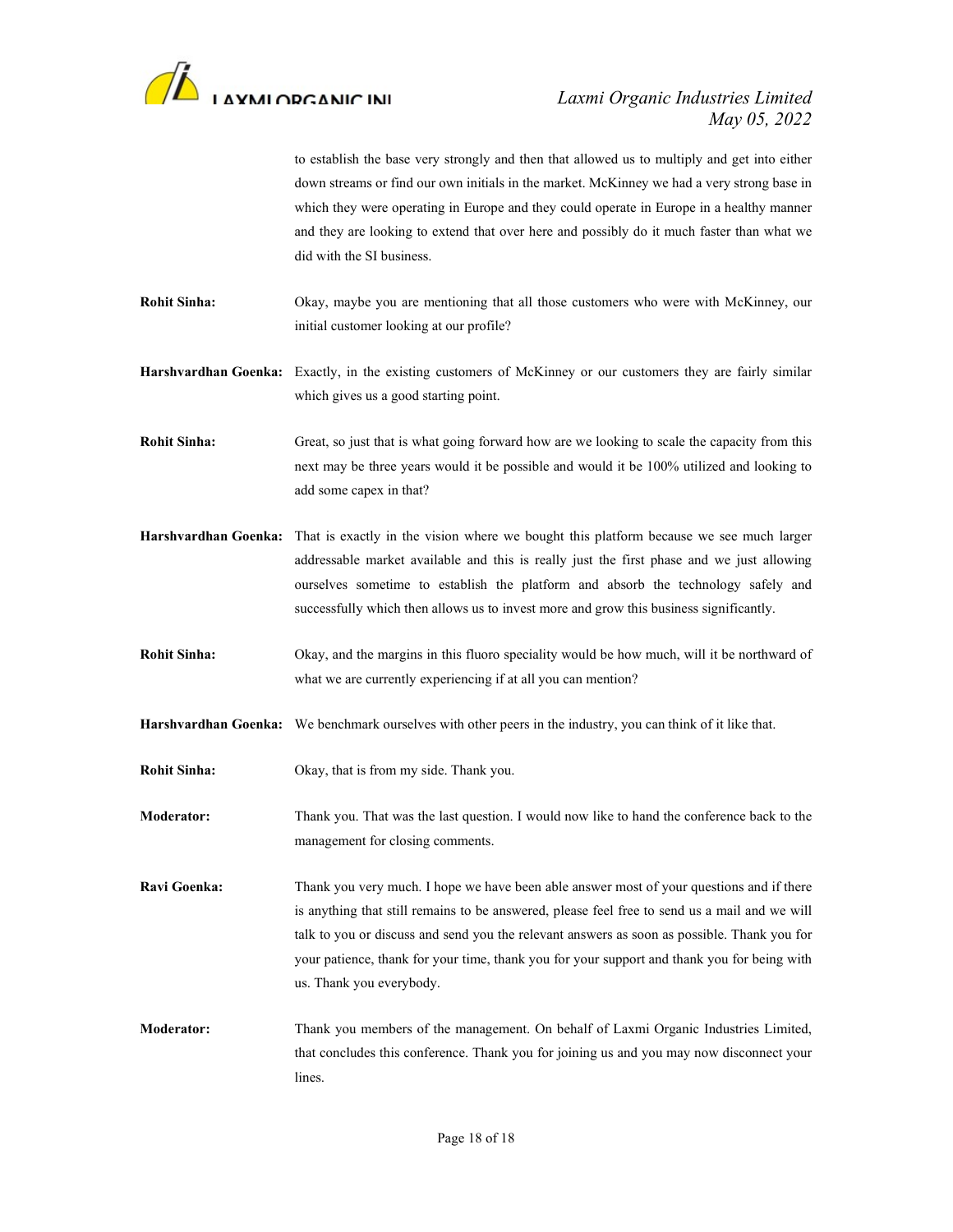to establish the base very strongly and then that allowed us to multiply and get into either down streams or find our own initials in the market. McKinney we had a very strong base in which they were operating in Europe and they could operate in Europe in a healthy manner and they are looking to extend that over here and possibly do it much faster than what we did with the SI business.

**Rohit Sinha:** Okay, maybe you are mentioning that all those customers who were with McKinney, our initial customer looking at our profile?

**Harshvardhan Goenka:** Exactly, in the existing customers of McKinney or our customers they are fairly similar which gives us a good starting point.

**Rohit Sinha:** Great, so just that is what going forward how are we looking to scale the capacity from this next may be three years would it be possible and would it be 100% utilized and looking to add some capex in that?

**Harshvardhan Goenka:** That is exactly in the vision where we bought this platform because we see much larger addressable market available and this is really just the first phase and we just allowing ourselves sometime to establish the platform and absorb the technology safely and successfully which then allows us to invest more and grow this business significantly.

**Rohit Sinha:** Okay, and the margins in this fluoro speciality would be how much, will it be northward of what we are currently experiencing if at all you can mention?

**Harshvardhan Goenka:** We benchmark ourselves with other peers in the industry, you can think of it like that.

**Rohit Sinha:** Okay, that is from my side. Thank you.

**Moderator:** Thank you. That was the last question. I would now like to hand the conference back to the management for closing comments.

**Ravi Goenka:** Thank you very much. I hope we have been able answer most of your questions and if there is anything that still remains to be answered, please feel free to send us a mail and we will talk to you or discuss and send you the relevant answers as soon as possible. Thank you for your patience, thank for your time, thank you for your support and thank you for being with us. Thank you everybody.

**Moderator:** Thank you members of the management. On behalf of Laxmi Organic Industries Limited, that concludes this conference. Thank you for joining us and you may now disconnect your lines.